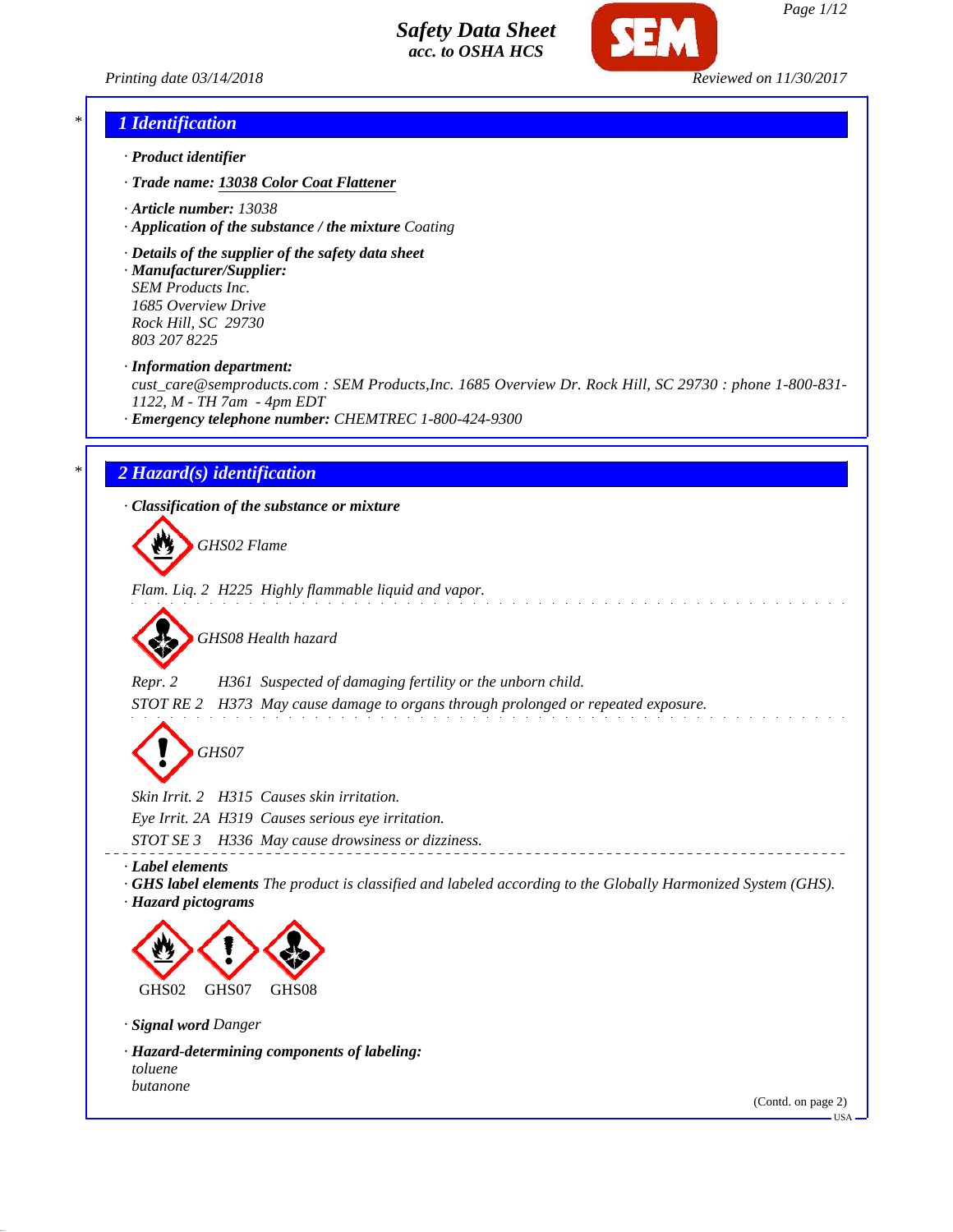# Safety Data Sheet
*acc. to OSHA HCS*

Printing date 03/14/2018 Reviewed on 11/30/2017

## 1 Identification

· **Product identifier**

· **Trade name: 13038 Color Coat Flattener**

· **Article number:** 13038

· **Application of the substance / the mixture** Coating

· **Details of the supplier of the safety data sheet**

· **Manufacturer/Supplier:**
SEM Products Inc.
1685 Overview Drive
Rock Hill, SC 29730
803 207 8225

· **Information department:**
cust_care@semproducts.com : SEM Products,Inc. 1685 Overview Dr. Rock Hill, SC 29730 : phone 1-800-831-1122, M - TH 7am - 4pm EDT

· **Emergency telephone number:** CHEMTREC 1-800-424-9300

## 2 Hazard(s) identification

· **Classification of the substance or mixture**

GHS02 Flame

Flam. Liq. 2 H225 Highly flammable liquid and vapor.

GHS08 Health hazard

Repr. 2 H361 Suspected of damaging fertility or the unborn child.
STOT RE 2 H373 May cause damage to organs through prolonged or repeated exposure.

GHS07

Skin Irrit. 2 H315 Causes skin irritation.
Eye Irrit. 2A H319 Causes serious eye irritation.
STOT SE 3 H336 May cause drowsiness or dizziness.

· **Label elements**

· **GHS label elements** The product is classified and labeled according to the Globally Harmonized System (GHS).

· **Hazard pictograms**

GHS02 GHS07 GHS08

· **Signal word** Danger

· **Hazard-determining components of labeling:**
toluene
butanone

(Contd. on page 2)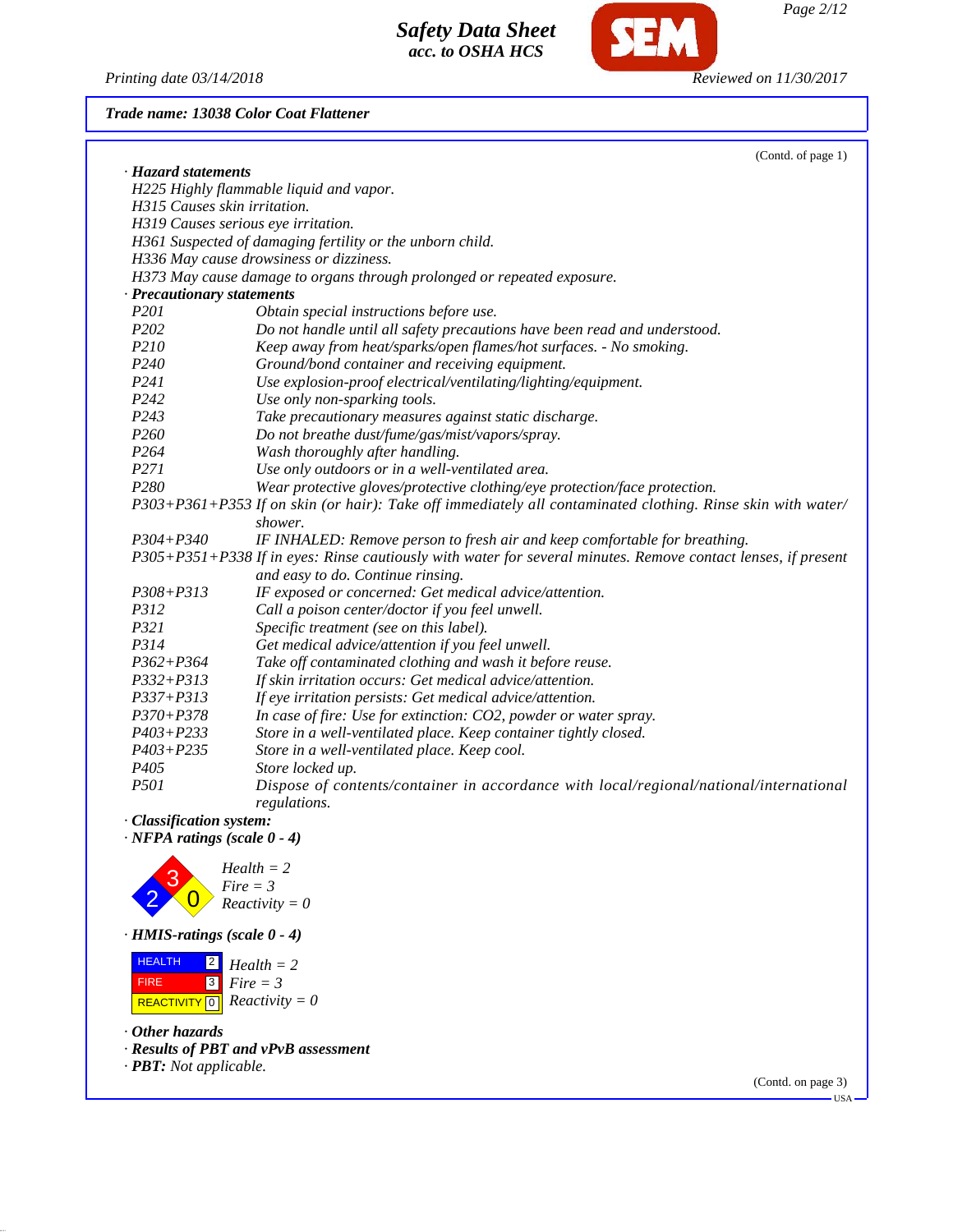*Trade name: 13038 Color Coat Flattener*

(Contd. of page 1)

· **Hazard statements**

H225 Highly flammable liquid and vapor.
H315 Causes skin irritation.
H319 Causes serious eye irritation.
H361 Suspected of damaging fertility or the unborn child.
H336 May cause drowsiness or dizziness.
H373 May cause damage to organs through prolonged or repeated exposure.

· **Precautionary statements**

| | |
|---|---|
| P201 | Obtain special instructions before use. |
| P202 | Do not handle until all safety precautions have been read and understood. |
| P210 | Keep away from heat/sparks/open flames/hot surfaces. - No smoking. |
| P240 | Ground/bond container and receiving equipment. |
| P241 | Use explosion-proof electrical/ventilating/lighting/equipment. |
| P242 | Use only non-sparking tools. |
| P243 | Take precautionary measures against static discharge. |
| P260 | Do not breathe dust/fume/gas/mist/vapors/spray. |
| P264 | Wash thoroughly after handling. |
| P271 | Use only outdoors or in a well-ventilated area. |
| P280 | Wear protective gloves/protective clothing/eye protection/face protection. |
| P303+P361+P353 | If on skin (or hair): Take off immediately all contaminated clothing. Rinse skin with water/shower. |
| P304+P340 | IF INHALED: Remove person to fresh air and keep comfortable for breathing. |
| P305+P351+P338 | If in eyes: Rinse cautiously with water for several minutes. Remove contact lenses, if present and easy to do. Continue rinsing. |
| P308+P313 | IF exposed or concerned: Get medical advice/attention. |
| P312 | Call a poison center/doctor if you feel unwell. |
| P321 | Specific treatment (see on this label). |
| P314 | Get medical advice/attention if you feel unwell. |
| P362+P364 | Take off contaminated clothing and wash it before reuse. |
| P332+P313 | If skin irritation occurs: Get medical advice/attention. |
| P337+P313 | If eye irritation persists: Get medical advice/attention. |
| P370+P378 | In case of fire: Use for extinction: CO2, powder or water spray. |
| P403+P233 | Store in a well-ventilated place. Keep container tightly closed. |
| P403+P235 | Store in a well-ventilated place. Keep cool. |
| P405 | Store locked up. |
| P501 | Dispose of contents/container in accordance with local/regional/national/international regulations. |

· **Classification system:**

· **NFPA ratings (scale 0 - 4)**

Health = 2
Fire = 3
Reactivity = 0

· **HMIS-ratings (scale 0 - 4)**

| | | |
|---|---|---|
| HEALTH | 2 | Health = 2 |
| FIRE | 3 | Fire = 3 |
| REACTIVITY | 0 | Reactivity = 0 |

· **Other hazards**

· **Results of PBT and vPvB assessment**

· **PBT:** Not applicable.

(Contd. on page 3)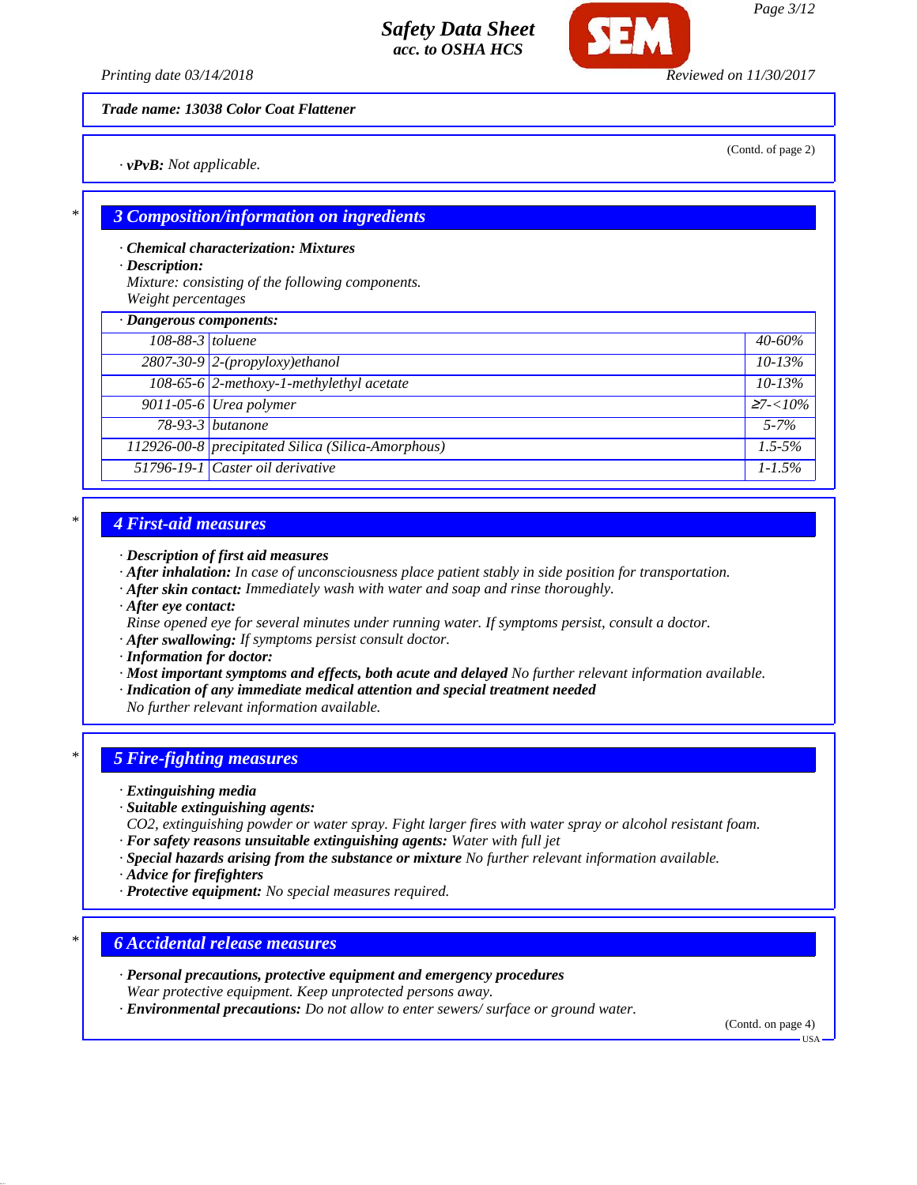**Trade name: 13038 Color Coat Flattener**

(Contd. of page 2)

· **vPvB:** Not applicable.

## 3 Composition/information on ingredients

· **Chemical characterization: Mixtures**
· **Description:**
Mixture: consisting of the following components.
Weight percentages

· **Dangerous components:**

| CAS | Name | % |
|---|---|---|
| 108-88-3 | toluene | 40-60% |
| 2807-30-9 | 2-(propyloxy)ethanol | 10-13% |
| 108-65-6 | 2-methoxy-1-methylethyl acetate | 10-13% |
| 9011-05-6 | Urea polymer | ≥7-<10% |
| 78-93-3 | butanone | 5-7% |
| 112926-00-8 | precipitated Silica (Silica-Amorphous) | 1.5-5% |
| 51796-19-1 | Caster oil derivative | 1-1.5% |

## 4 First-aid measures

· **Description of first aid measures**
· **After inhalation:** In case of unconsciousness place patient stably in side position for transportation.
· **After skin contact:** Immediately wash with water and soap and rinse thoroughly.
· **After eye contact:**
Rinse opened eye for several minutes under running water. If symptoms persist, consult a doctor.
· **After swallowing:** If symptoms persist consult doctor.
· **Information for doctor:**
· **Most important symptoms and effects, both acute and delayed** No further relevant information available.
· **Indication of any immediate medical attention and special treatment needed**
No further relevant information available.

## 5 Fire-fighting measures

· **Extinguishing media**
· **Suitable extinguishing agents:**
$CO_2$, extinguishing powder or water spray. Fight larger fires with water spray or alcohol resistant foam.
· **For safety reasons unsuitable extinguishing agents:** Water with full jet
· **Special hazards arising from the substance or mixture** No further relevant information available.
· **Advice for firefighters**
· **Protective equipment:** No special measures required.

## 6 Accidental release measures

· **Personal precautions, protective equipment and emergency procedures**
Wear protective equipment. Keep unprotected persons away.
· **Environmental precautions:** Do not allow to enter sewers/ surface or ground water.

(Contd. on page 4)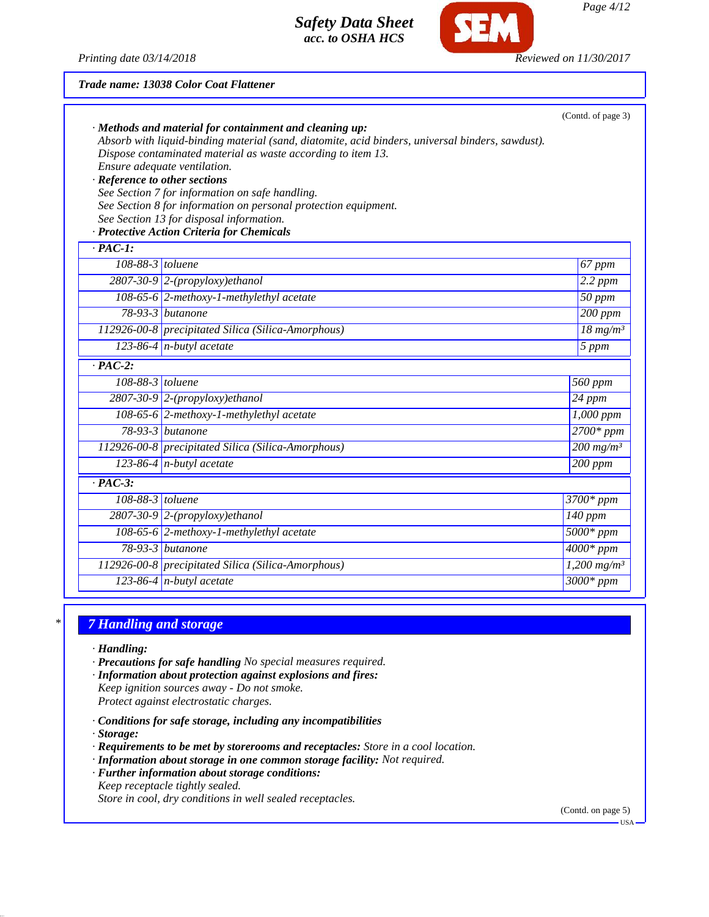**Trade name: 13038 Color Coat Flattener**

(Contd. of page 3)

· **Methods and material for containment and cleaning up:**
Absorb with liquid-binding material (sand, diatomite, acid binders, universal binders, sawdust).
Dispose contaminated material as waste according to item 13.
Ensure adequate ventilation.

· **Reference to other sections**
See Section 7 for information on safe handling.
See Section 8 for information on personal protection equipment.
See Section 13 for disposal information.

· **Protective Action Criteria for Chemicals**

| · **PAC-1:** | | |
|---|---|---|
| 108-88-3 | toluene | 67 ppm |
| 2807-30-9 | 2-(propyloxy)ethanol | 2.2 ppm |
| 108-65-6 | 2-methoxy-1-methylethyl acetate | 50 ppm |
| 78-93-3 | butanone | 200 ppm |
| 112926-00-8 | precipitated Silica (Silica-Amorphous) | 18 mg/m³ |
| 123-86-4 | n-butyl acetate | 5 ppm |
| · **PAC-2:** | | |
| 108-88-3 | toluene | 560 ppm |
| 2807-30-9 | 2-(propyloxy)ethanol | 24 ppm |
| 108-65-6 | 2-methoxy-1-methylethyl acetate | 1,000 ppm |
| 78-93-3 | butanone | 2700* ppm |
| 112926-00-8 | precipitated Silica (Silica-Amorphous) | 200 mg/m³ |
| 123-86-4 | n-butyl acetate | 200 ppm |
| · **PAC-3:** | | |
| 108-88-3 | toluene | 3700* ppm |
| 2807-30-9 | 2-(propyloxy)ethanol | 140 ppm |
| 108-65-6 | 2-methoxy-1-methylethyl acetate | 5000* ppm |
| 78-93-3 | butanone | 4000* ppm |
| 112926-00-8 | precipitated Silica (Silica-Amorphous) | 1,200 mg/m³ |
| 123-86-4 | n-butyl acetate | 3000* ppm |

\*

## 7 Handling and storage

· **Handling:**

· **Precautions for safe handling** No special measures required.

· **Information about protection against explosions and fires:**
Keep ignition sources away - Do not smoke.
Protect against electrostatic charges.

· **Conditions for safe storage, including any incompatibilities**

· **Storage:**

· **Requirements to be met by storerooms and receptacles:** Store in a cool location.

· **Information about storage in one common storage facility:** Not required.

· **Further information about storage conditions:**
Keep receptacle tightly sealed.
Store in cool, dry conditions in well sealed receptacles.

(Contd. on page 5)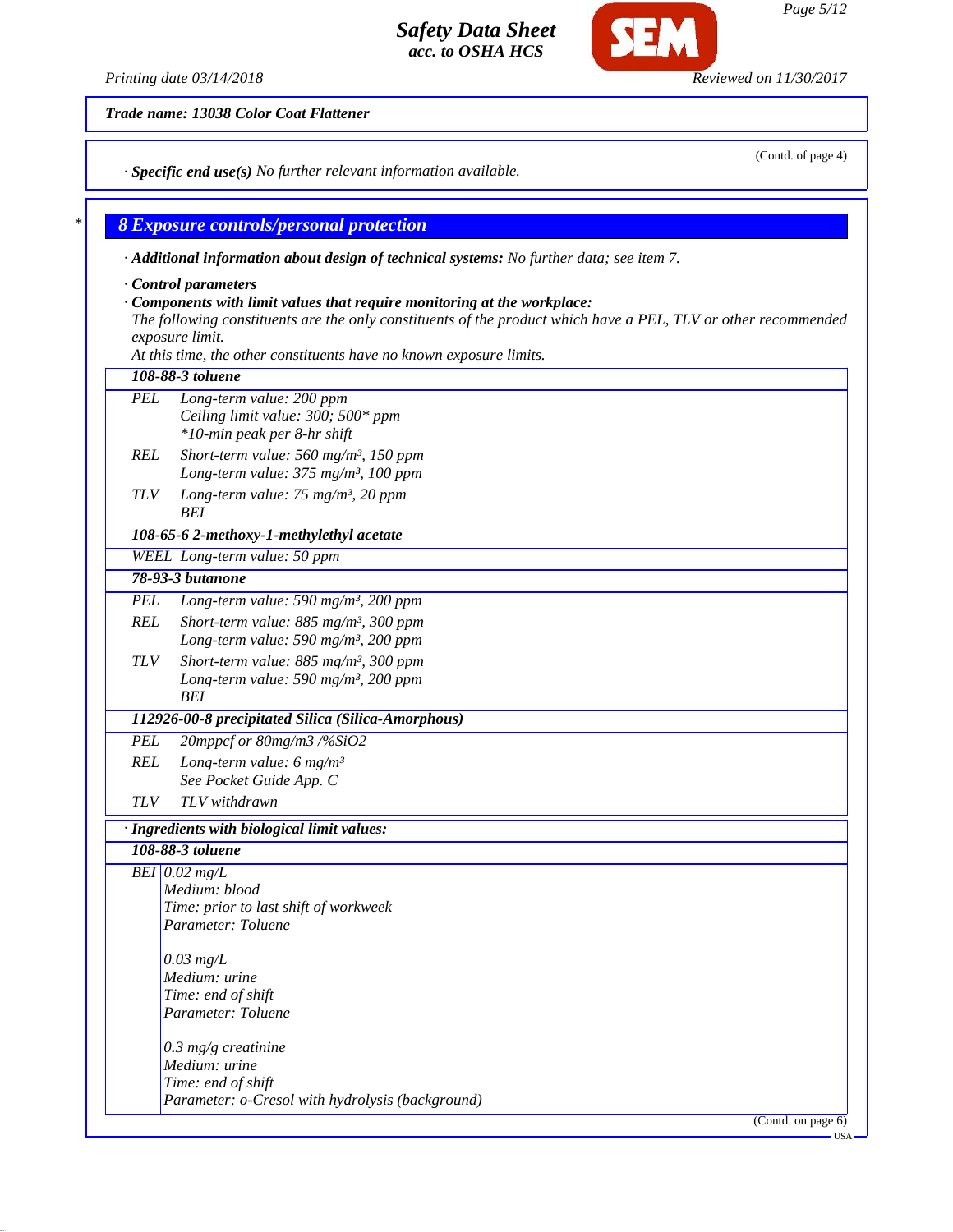**Trade name: 13038 Color Coat Flattener**

(Contd. of page 4)

· **Specific end use(s)** No further relevant information available.

## 8 Exposure controls/personal protection

· **Additional information about design of technical systems:** No further data; see item 7.

· **Control parameters**

· **Components with limit values that require monitoring at the workplace:**

The following constituents are the only constituents of the product which have a PEL, TLV or other recommended exposure limit.

At this time, the other constituents have no known exposure limits.

| **108-88-3 toluene** | |
|---|---|
| PEL | Long-term value: 200 ppm<br>Ceiling limit value: 300; 500* ppm<br>*10-min peak per 8-hr shift |
| REL | Short-term value: 560 mg/m³, 150 ppm<br>Long-term value: 375 mg/m³, 100 ppm |
| TLV | Long-term value: 75 mg/m³, 20 ppm<br>BEI |
| **108-65-6 2-methoxy-1-methylethyl acetate** | |
| WEEL | Long-term value: 50 ppm |
| **78-93-3 butanone** | |
| PEL | Long-term value: 590 mg/m³, 200 ppm |
| REL | Short-term value: 885 mg/m³, 300 ppm<br>Long-term value: 590 mg/m³, 200 ppm |
| TLV | Short-term value: 885 mg/m³, 300 ppm<br>Long-term value: 590 mg/m³, 200 ppm<br>BEI |
| **112926-00-8 precipitated Silica (Silica-Amorphous)** | |
| PEL | 20mppcf or 80mg/m3 /%SiO2 |
| REL | Long-term value: 6 mg/m³<br>See Pocket Guide App. C |
| TLV | TLV withdrawn |

· **Ingredients with biological limit values:**

| **108-88-3 toluene** | |
|---|---|
| BEI | 0.02 mg/L<br>Medium: blood<br>Time: prior to last shift of workweek<br>Parameter: Toluene<br><br>0.03 mg/L<br>Medium: urine<br>Time: end of shift<br>Parameter: Toluene<br><br>0.3 mg/g creatinine<br>Medium: urine<br>Time: end of shift<br>Parameter: o-Cresol with hydrolysis (background) |

(Contd. on page 6)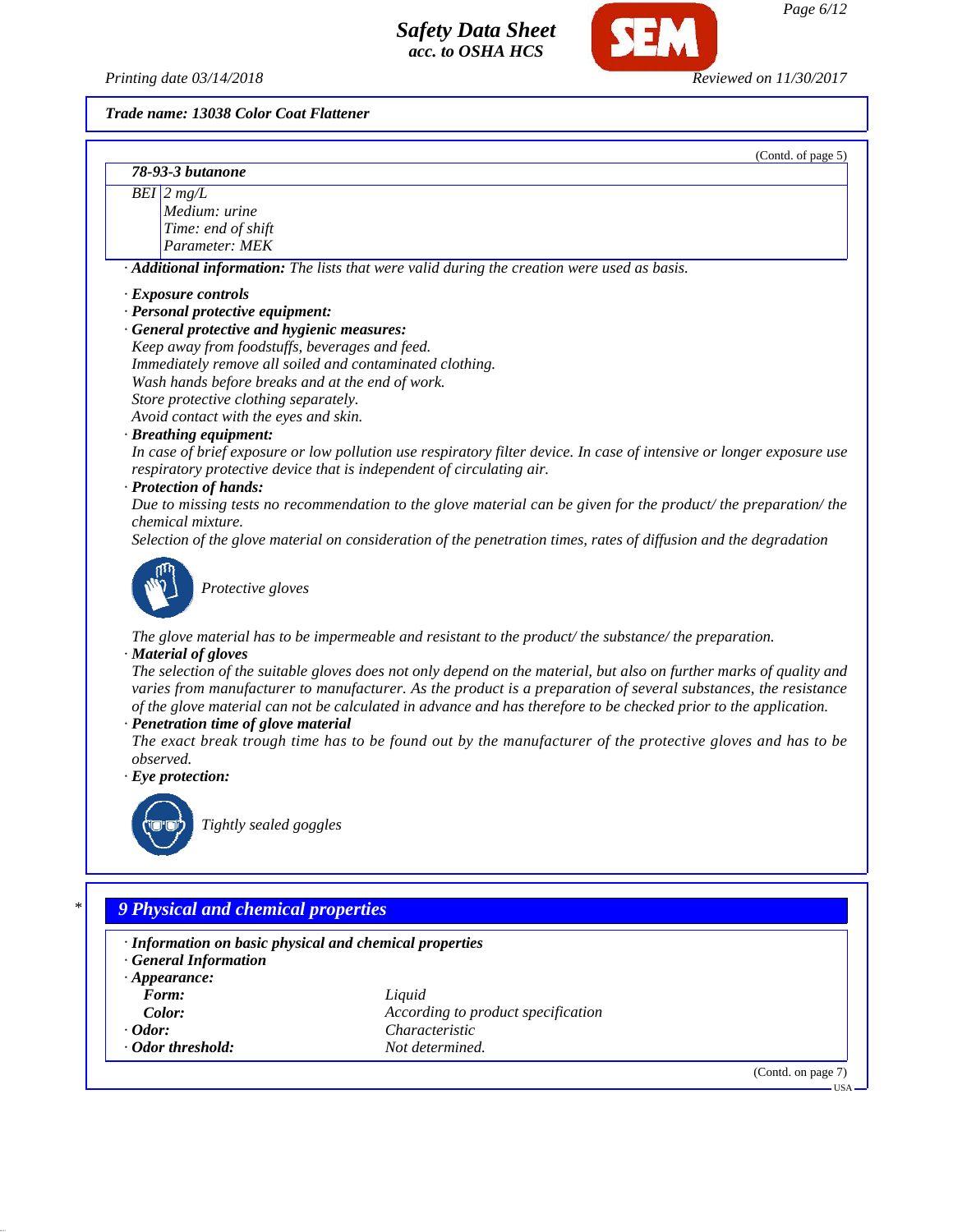**Trade name: 13038 Color Coat Flattener**

(Contd. of page 5)

| 78-93-3 butanone | |
|---|---|
| BEI | 2 mg/L<br>Medium: urine<br>Time: end of shift<br>Parameter: MEK |

· **Additional information:** The lists that were valid during the creation were used as basis.

· **Exposure controls**
· **Personal protective equipment:**
· **General protective and hygienic measures:**
Keep away from foodstuffs, beverages and feed.
Immediately remove all soiled and contaminated clothing.
Wash hands before breaks and at the end of work.
Store protective clothing separately.
Avoid contact with the eyes and skin.
· **Breathing equipment:**
In case of brief exposure or low pollution use respiratory filter device. In case of intensive or longer exposure use respiratory protective device that is independent of circulating air.
· **Protection of hands:**
Due to missing tests no recommendation to the glove material can be given for the product/ the preparation/ the chemical mixture.
Selection of the glove material on consideration of the penetration times, rates of diffusion and the degradation

Protective gloves

The glove material has to be impermeable and resistant to the product/ the substance/ the preparation.
· **Material of gloves**
The selection of the suitable gloves does not only depend on the material, but also on further marks of quality and varies from manufacturer to manufacturer. As the product is a preparation of several substances, the resistance of the glove material can not be calculated in advance and has therefore to be checked prior to the application.
· **Penetration time of glove material**
The exact break trough time has to be found out by the manufacturer of the protective gloves and has to be observed.
· **Eye protection:**

Tightly sealed goggles

## 9 Physical and chemical properties

· **Information on basic physical and chemical properties**
· **General Information**
· **Appearance:**

| | |
|---|---|
| **Form:** | Liquid |
| **Color:** | According to product specification |
| · **Odor:** | Characteristic |
| · **Odor threshold:** | Not determined. |

(Contd. on page 7)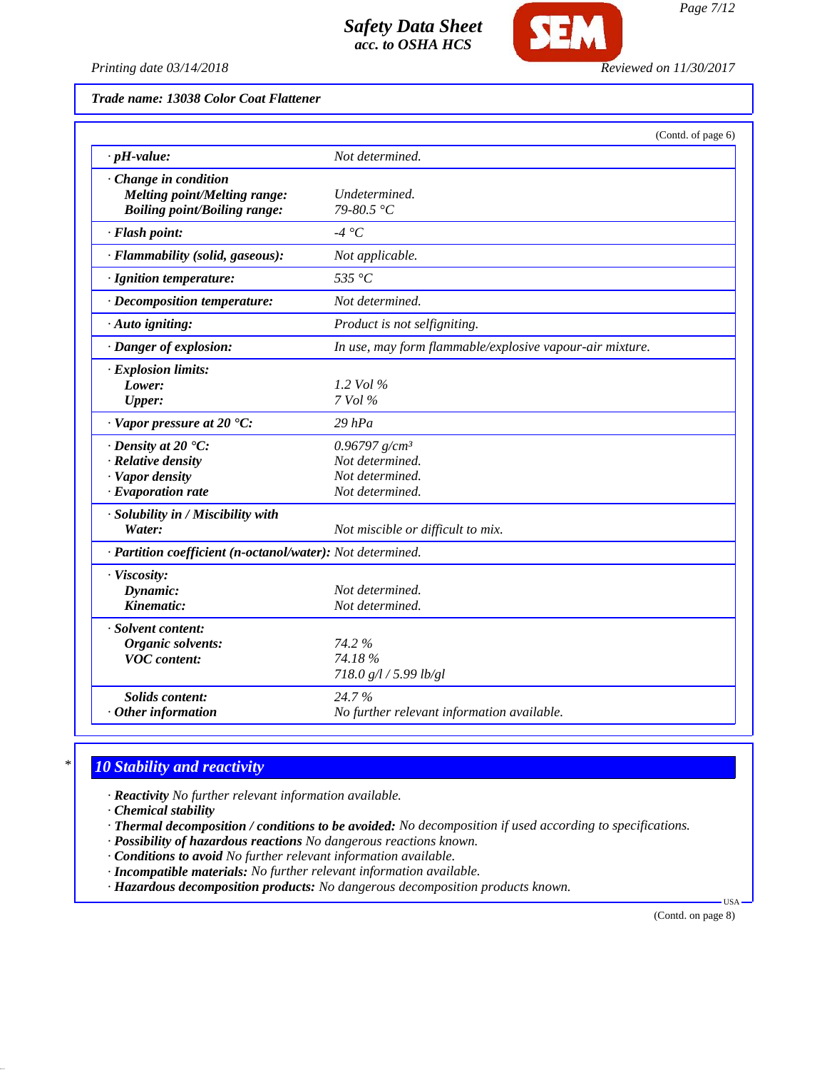Trade name: 13038 Color Coat Flattener

(Contd. of page 6)

| | |
|---|---|
| · **pH-value:** | *Not determined.* |
| · **Change in condition** | |
| **Melting point/Melting range:** | *Undetermined.* |
| **Boiling point/Boiling range:** | *79-80.5 °C* |
| · **Flash point:** | *-4 °C* |
| · **Flammability (solid, gaseous):** | *Not applicable.* |
| · **Ignition temperature:** | *535 °C* |
| · **Decomposition temperature:** | *Not determined.* |
| · **Auto igniting:** | *Product is not selfigniting.* |
| · **Danger of explosion:** | *In use, may form flammable/explosive vapour-air mixture.* |
| · **Explosion limits:** | |
| **Lower:** | *1.2 Vol %* |
| **Upper:** | *7 Vol %* |
| · **Vapor pressure at 20 °C:** | *29 hPa* |
| · **Density at 20 °C:** | *0.96797 g/cm³* |
| · **Relative density** | *Not determined.* |
| · **Vapor density** | *Not determined.* |
| · **Evaporation rate** | *Not determined.* |
| · **Solubility in / Miscibility with** | |
| **Water:** | *Not miscible or difficult to mix.* |
| · **Partition coefficient (n-octanol/water):** | *Not determined.* |
| · **Viscosity:** | |
| **Dynamic:** | *Not determined.* |
| **Kinematic:** | *Not determined.* |
| · **Solvent content:** | |
| **Organic solvents:** | *74.2 %* |
| **VOC content:** | *74.18 %* |
| | *718.0 g/l / 5.99 lb/gl* |
| **Solids content:** | *24.7 %* |
| · **Other information** | *No further relevant information available.* |

## 10 Stability and reactivity

· **Reactivity** *No further relevant information available.*
· **Chemical stability**
· **Thermal decomposition / conditions to be avoided:** *No decomposition if used according to specifications.*
· **Possibility of hazardous reactions** *No dangerous reactions known.*
· **Conditions to avoid** *No further relevant information available.*
· **Incompatible materials:** *No further relevant information available.*
· **Hazardous decomposition products:** *No dangerous decomposition products known.*

(Contd. on page 8)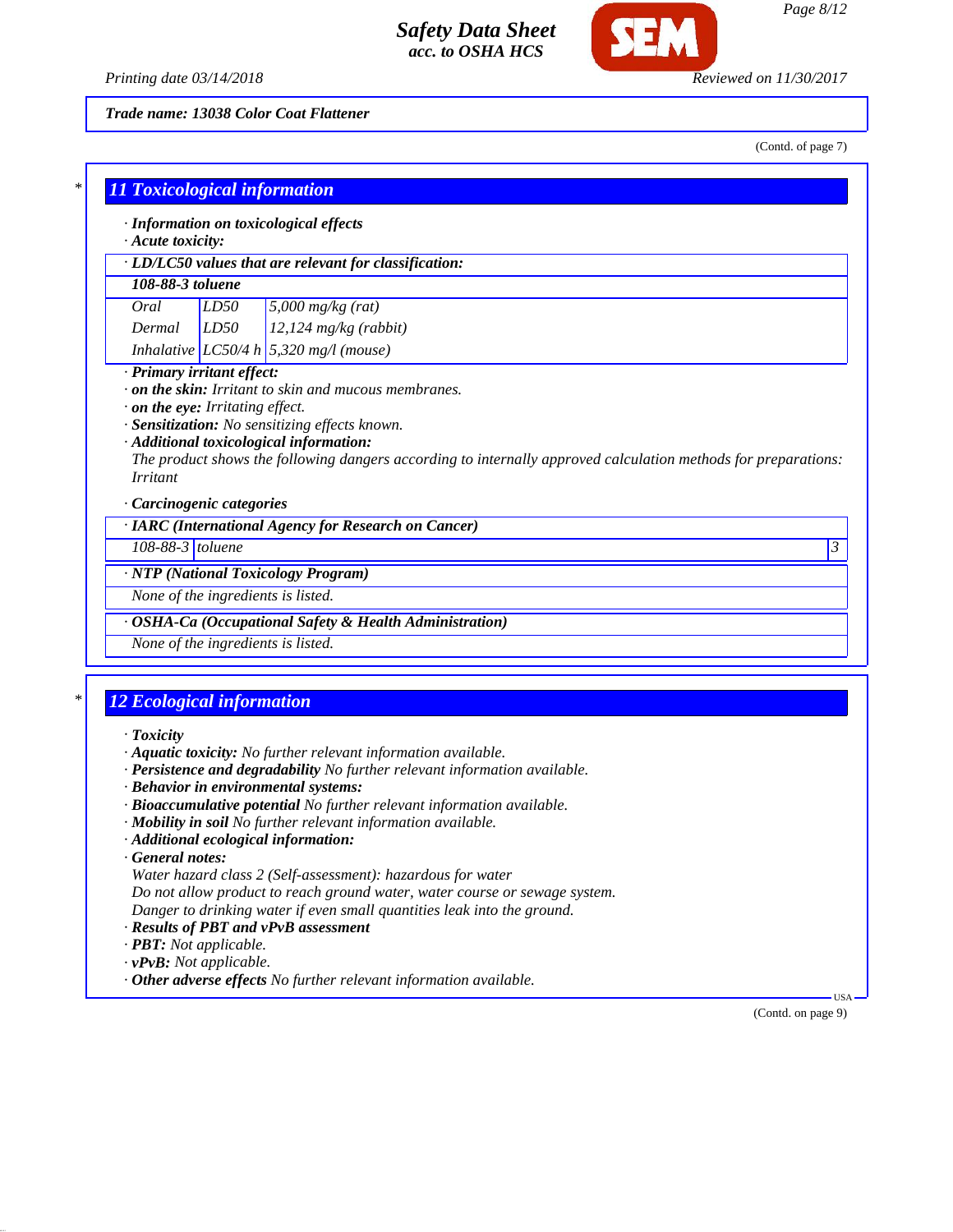Trade name: 13038 Color Coat Flattener

(Contd. of page 7)

## 11 Toxicological information

· **Information on toxicological effects**
· **Acute toxicity:**

| · LD/LC50 values that are relevant for classification: | | |
|---|---|---|
| **108-88-3 toluene** | | |
| Oral | LD50 | 5,000 mg/kg (rat) |
| Dermal | LD50 | 12,124 mg/kg (rabbit) |
| Inhalative | LC50/4 h | 5,320 mg/l (mouse) |

· **Primary irritant effect:**
· **on the skin:** Irritant to skin and mucous membranes.
· **on the eye:** Irritating effect.
· **Sensitization:** No sensitizing effects known.
· **Additional toxicological information:**
The product shows the following dangers according to internally approved calculation methods for preparations:
Irritant

· **Carcinogenic categories**

| · IARC (International Agency for Research on Cancer) | | |
|---|---|---|
| 108-88-3 | toluene | 3 |

| · NTP (National Toxicology Program) |
|---|
| None of the ingredients is listed. |

| · OSHA-Ca (Occupational Safety & Health Administration) |
|---|
| None of the ingredients is listed. |

## 12 Ecological information

· **Toxicity**
· **Aquatic toxicity:** No further relevant information available.
· **Persistence and degradability** No further relevant information available.
· **Behavior in environmental systems:**
· **Bioaccumulative potential** No further relevant information available.
· **Mobility in soil** No further relevant information available.
· **Additional ecological information:**
· **General notes:**
Water hazard class 2 (Self-assessment): hazardous for water
Do not allow product to reach ground water, water course or sewage system.
Danger to drinking water if even small quantities leak into the ground.
· **Results of PBT and vPvB assessment**
· **PBT:** Not applicable.
· **vPvB:** Not applicable.
· **Other adverse effects** No further relevant information available.

(Contd. on page 9)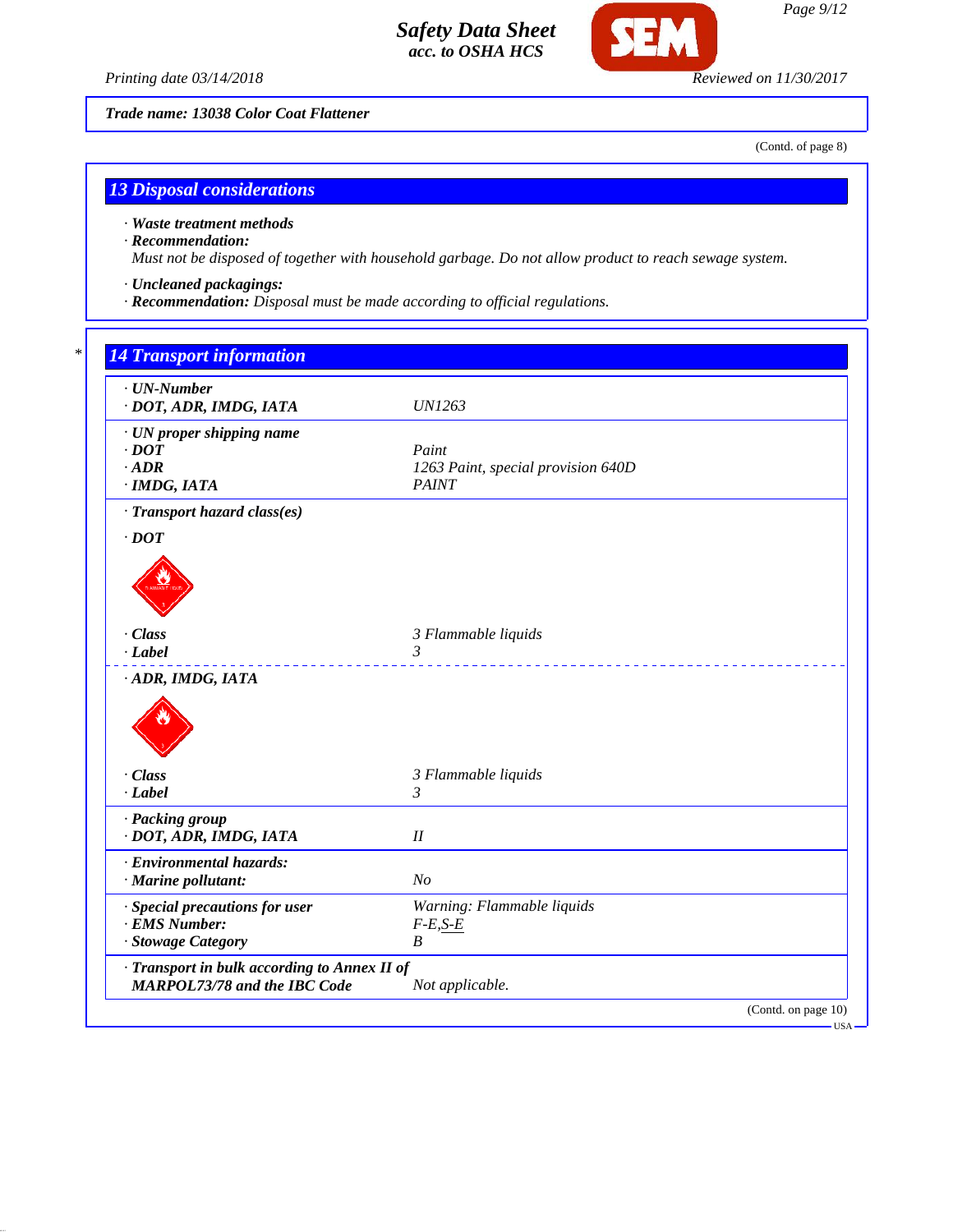**Trade name: 13038 Color Coat Flattener**

(Contd. of page 8)

## 13 Disposal considerations

· **Waste treatment methods**
· **Recommendation:**
Must not be disposed of together with household garbage. Do not allow product to reach sewage system.

· **Uncleaned packagings:**
· **Recommendation:** Disposal must be made according to official regulations.

## 14 Transport information

| | |
|---|---|
| · **UN-Number** | |
| · **DOT, ADR, IMDG, IATA** | UN1263 |
| · **UN proper shipping name** | |
| · **DOT** | Paint |
| · **ADR** | 1263 Paint, special provision 640D |
| · **IMDG, IATA** | PAINT |
| · **Transport hazard class(es)** | |
| · **DOT** | |
| · **Class** | 3 Flammable liquids |
| · **Label** | 3 |
| · **ADR, IMDG, IATA** | |
| · **Class** | 3 Flammable liquids |
| · **Label** | 3 |
| · **Packing group** | |
| · **DOT, ADR, IMDG, IATA** | II |
| · **Environmental hazards:** | |
| · **Marine pollutant:** | No |
| · **Special precautions for user** | Warning: Flammable liquids |
| · **EMS Number:** | F-E,S-E |
| · **Stowage Category** | B |
| · **Transport in bulk according to Annex II of MARPOL73/78 and the IBC Code** | Not applicable. |

(Contd. on page 10)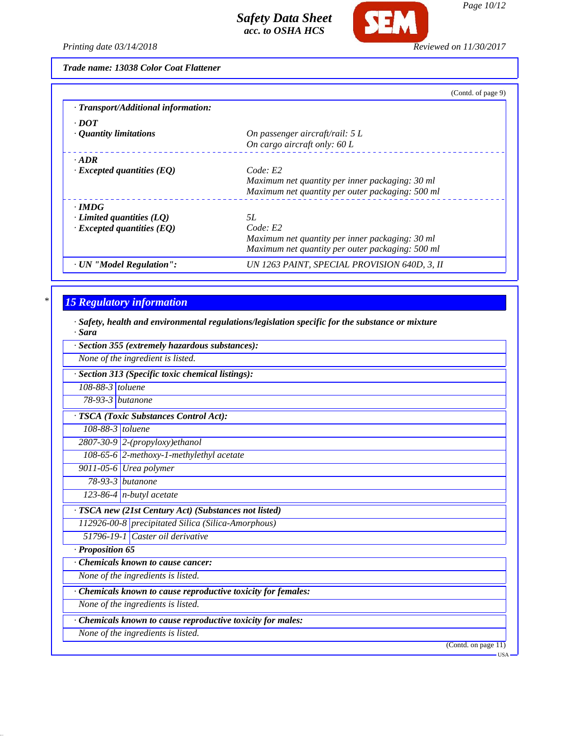Trade name: 13038 Color Coat Flattener

(Contd. of page 9)

· **Transport/Additional information:**

· **DOT**

| | |
|---|---|
| · **Quantity limitations** | On passenger aircraft/rail: 5 L<br>On cargo aircraft only: 60 L |

· **ADR**

| | |
|---|---|
| · **Excepted quantities (EQ)** | Code: E2<br>Maximum net quantity per inner packaging: 30 ml<br>Maximum net quantity per outer packaging: 500 ml |

· **IMDG**

| | |
|---|---|
| · **Limited quantities (LQ)** | 5L |
| · **Excepted quantities (EQ)** | Code: E2<br>Maximum net quantity per inner packaging: 30 ml<br>Maximum net quantity per outer packaging: 500 ml |

| | |
|---|---|
| · **UN "Model Regulation":** | UN 1263 PAINT, SPECIAL PROVISION 640D, 3, II |

*

## 15 Regulatory information

· **Safety, health and environmental regulations/legislation specific for the substance or mixture**

· **Sara**

· **Section 355 (extremely hazardous substances):**

None of the ingredient is listed.

· **Section 313 (Specific toxic chemical listings):**

| | |
|---|---|
| 108-88-3 | toluene |
| 78-93-3 | butanone |

· **TSCA (Toxic Substances Control Act):**

| | |
|---|---|
| 108-88-3 | toluene |
| 2807-30-9 | 2-(propyloxy)ethanol |
| 108-65-6 | 2-methoxy-1-methylethyl acetate |
| 9011-05-6 | Urea polymer |
| 78-93-3 | butanone |
| 123-86-4 | n-butyl acetate |

· **TSCA new (21st Century Act) (Substances not listed)**

| | |
|---|---|
| 112926-00-8 | precipitated Silica (Silica-Amorphous) |
| 51796-19-1 | Caster oil derivative |

· **Proposition 65**

· **Chemicals known to cause cancer:**

None of the ingredients is listed.

· **Chemicals known to cause reproductive toxicity for females:**

None of the ingredients is listed.

· **Chemicals known to cause reproductive toxicity for males:**

None of the ingredients is listed.

(Contd. on page 11)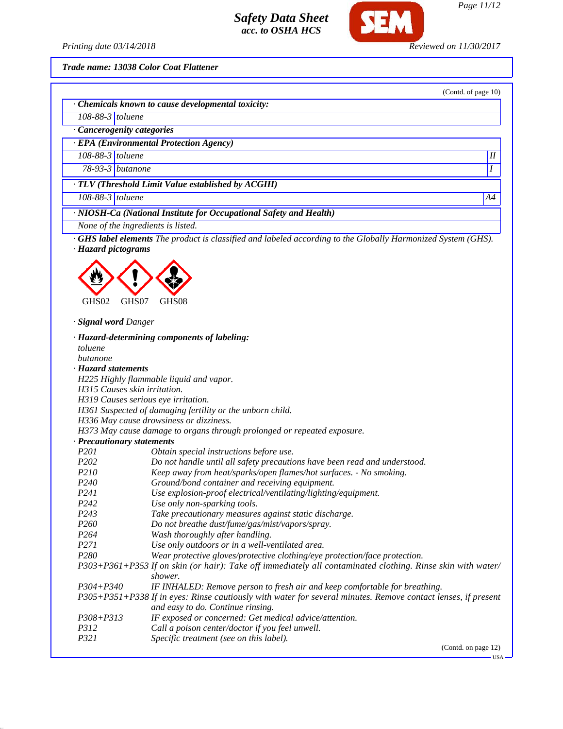**Trade name: 13038 Color Coat Flattener**

(Contd. of page 10)

· **Chemicals known to cause developmental toxicity:**

| | |
|---|---|
| 108-88-3 | toluene |

· **Cancerogenity categories**

· **EPA (Environmental Protection Agency)**

| | | |
|---|---|---|
| 108-88-3 | toluene | II |
| 78-93-3 | butanone | I |

· **TLV (Threshold Limit Value established by ACGIH)**

| | | |
|---|---|---|
| 108-88-3 | toluene | A4 |

· **NIOSH-Ca (National Institute for Occupational Safety and Health)**

None of the ingredients is listed.

· **GHS label elements** The product is classified and labeled according to the Globally Harmonized System (GHS).

· **Hazard pictograms**

GHS02 GHS07 GHS08

· **Signal word** Danger

· **Hazard-determining components of labeling:**

toluene
butanone

· **Hazard statements**

H225 Highly flammable liquid and vapor.
H315 Causes skin irritation.
H319 Causes serious eye irritation.
H361 Suspected of damaging fertility or the unborn child.
H336 May cause drowsiness or dizziness.
H373 May cause damage to organs through prolonged or repeated exposure.

· **Precautionary statements**

| | |
|---|---|
| P201 | Obtain special instructions before use. |
| P202 | Do not handle until all safety precautions have been read and understood. |
| P210 | Keep away from heat/sparks/open flames/hot surfaces. - No smoking. |
| P240 | Ground/bond container and receiving equipment. |
| P241 | Use explosion-proof electrical/ventilating/lighting/equipment. |
| P242 | Use only non-sparking tools. |
| P243 | Take precautionary measures against static discharge. |
| P260 | Do not breathe dust/fume/gas/mist/vapors/spray. |
| P264 | Wash thoroughly after handling. |
| P271 | Use only outdoors or in a well-ventilated area. |
| P280 | Wear protective gloves/protective clothing/eye protection/face protection. |
| P303+P361+P353 | If on skin (or hair): Take off immediately all contaminated clothing. Rinse skin with water/shower. |
| P304+P340 | IF INHALED: Remove person to fresh air and keep comfortable for breathing. |
| P305+P351+P338 | If in eyes: Rinse cautiously with water for several minutes. Remove contact lenses, if present and easy to do. Continue rinsing. |
| P308+P313 | IF exposed or concerned: Get medical advice/attention. |
| P312 | Call a poison center/doctor if you feel unwell. |
| P321 | Specific treatment (see on this label). |

(Contd. on page 12)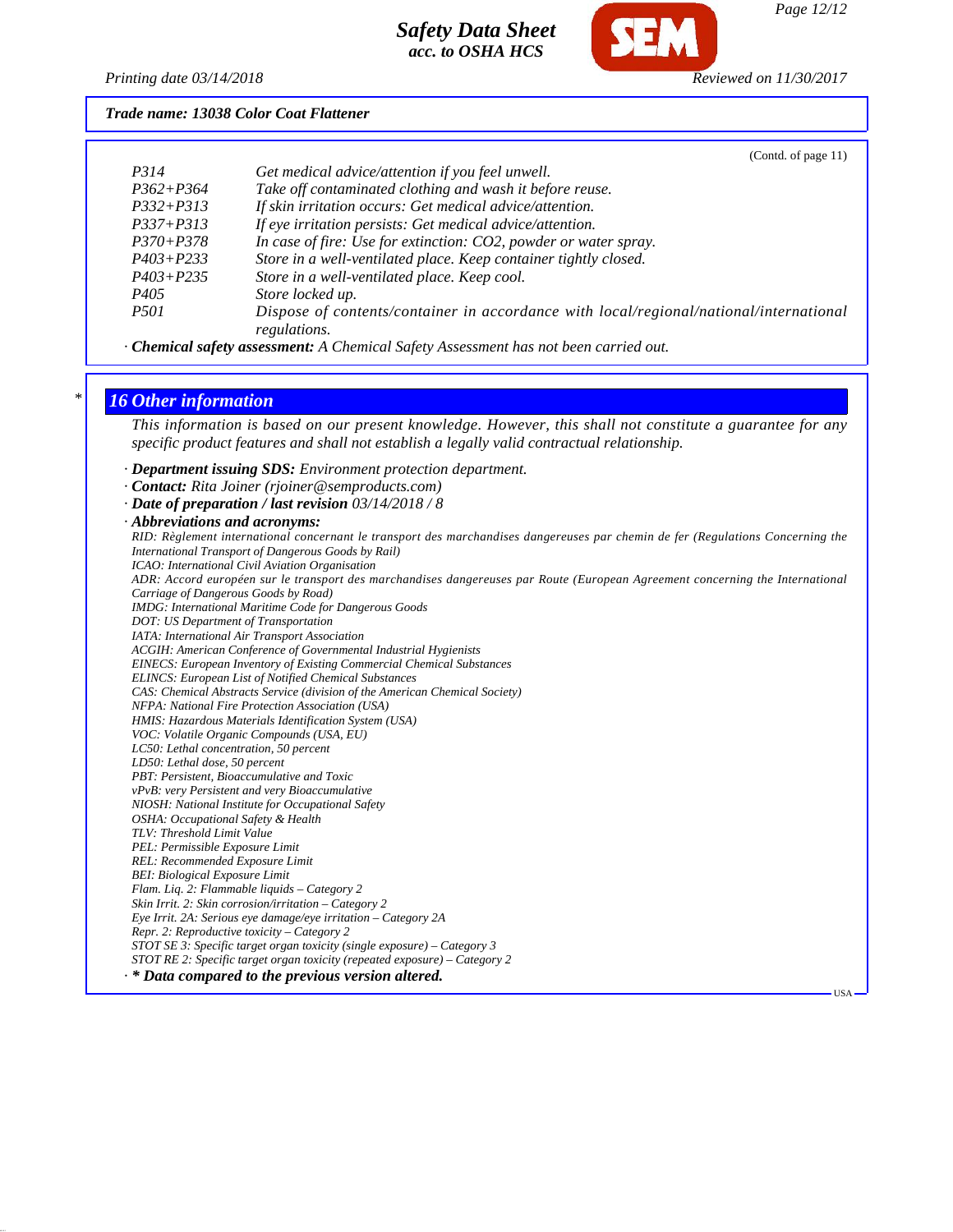Trade name: 13038 Color Coat Flattener

(Contd. of page 11)

| | |
|---|---|
| P314 | Get medical advice/attention if you feel unwell. |
| P362+P364 | Take off contaminated clothing and wash it before reuse. |
| P332+P313 | If skin irritation occurs: Get medical advice/attention. |
| P337+P313 | If eye irritation persists: Get medical advice/attention. |
| P370+P378 | In case of fire: Use for extinction: CO2, powder or water spray. |
| P403+P233 | Store in a well-ventilated place. Keep container tightly closed. |
| P403+P235 | Store in a well-ventilated place. Keep cool. |
| P405 | Store locked up. |
| P501 | Dispose of contents/container in accordance with local/regional/national/international regulations. |

· **Chemical safety assessment:** A Chemical Safety Assessment has not been carried out.

\*

## 16 Other information

This information is based on our present knowledge. However, this shall not constitute a guarantee for any specific product features and shall not establish a legally valid contractual relationship.

· **Department issuing SDS:** Environment protection department.
· **Contact:** Rita Joiner (rjoiner@semproducts.com)
· **Date of preparation / last revision** 03/14/2018 / 8
· **Abbreviations and acronyms:**

RID: Règlement international concernant le transport des marchandises dangereuses par chemin de fer (Regulations Concerning the International Transport of Dangerous Goods by Rail)
ICAO: International Civil Aviation Organisation
ADR: Accord européen sur le transport des marchandises dangereuses par Route (European Agreement concerning the International Carriage of Dangerous Goods by Road)
IMDG: International Maritime Code for Dangerous Goods
DOT: US Department of Transportation
IATA: International Air Transport Association
ACGIH: American Conference of Governmental Industrial Hygienists
EINECS: European Inventory of Existing Commercial Chemical Substances
ELINCS: European List of Notified Chemical Substances
CAS: Chemical Abstracts Service (division of the American Chemical Society)
NFPA: National Fire Protection Association (USA)
HMIS: Hazardous Materials Identification System (USA)
VOC: Volatile Organic Compounds (USA, EU)
LC50: Lethal concentration, 50 percent
LD50: Lethal dose, 50 percent
PBT: Persistent, Bioaccumulative and Toxic
vPvB: very Persistent and very Bioaccumulative
NIOSH: National Institute for Occupational Safety
OSHA: Occupational Safety & Health
TLV: Threshold Limit Value
PEL: Permissible Exposure Limit
REL: Recommended Exposure Limit
BEI: Biological Exposure Limit
Flam. Liq. 2: Flammable liquids – Category 2
Skin Irrit. 2: Skin corrosion/irritation – Category 2
Eye Irrit. 2A: Serious eye damage/eye irritation – Category 2A
Repr. 2: Reproductive toxicity – Category 2
STOT SE 3: Specific target organ toxicity (single exposure) – Category 3
STOT RE 2: Specific target organ toxicity (repeated exposure) – Category 2

· **\* Data compared to the previous version altered.**

USA